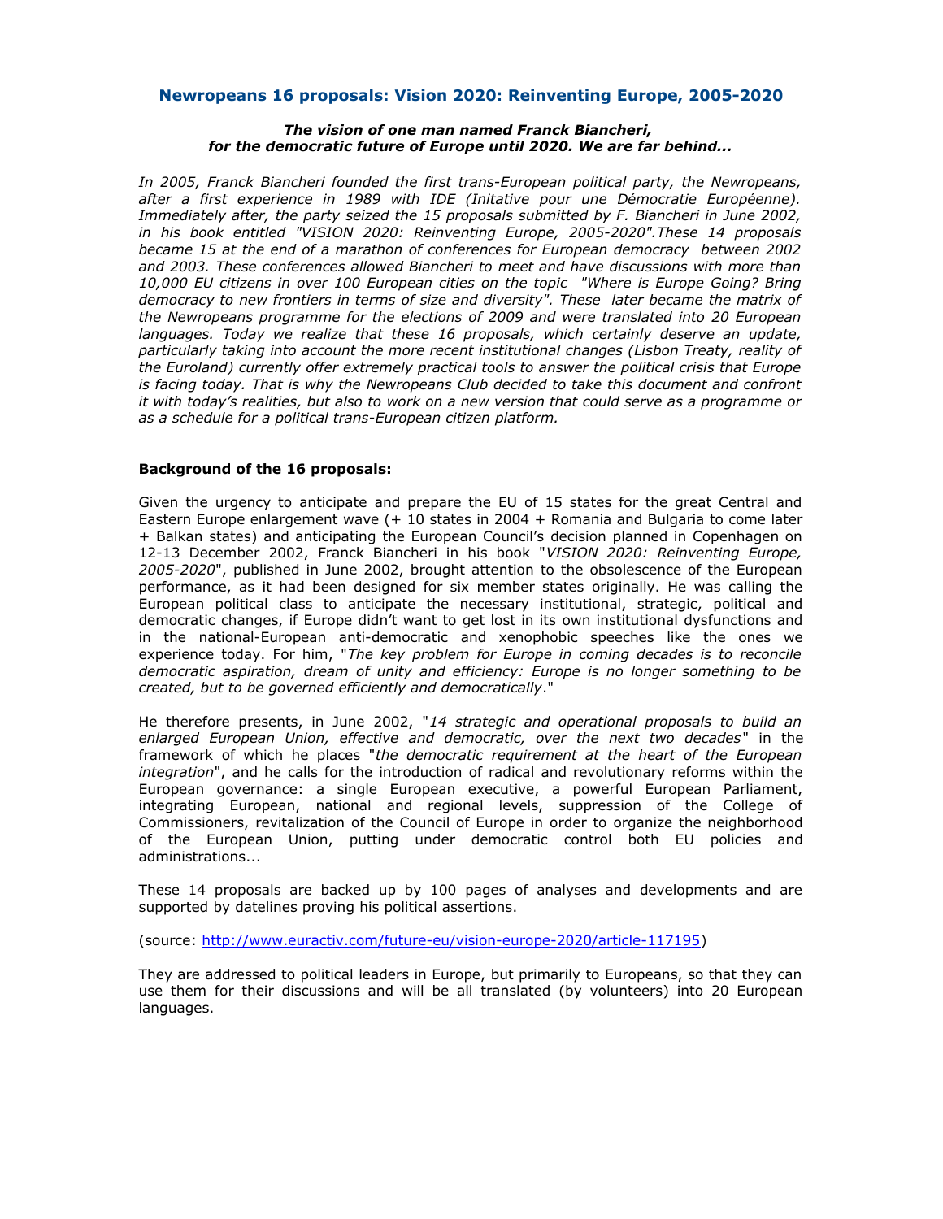## Newropeans 16 proposals: Vision 2020: Reinventing Europe, 2005-2020

***The vision of one man named Franck Biancheri, for the democratic future of Europe until 2020. We are far behind...***

*In 2005, Franck Biancheri founded the first trans-European political party, the Newropeans, after a first experience in 1989 with IDE (Initative pour une Démocratie Européenne). Immediately after, the party seized the 15 proposals submitted by F. Biancheri in June 2002, in his book entitled "VISION 2020: Reinventing Europe, 2005-2020".These 14 proposals became 15 at the end of a marathon of conferences for European democracy between 2002 and 2003. These conferences allowed Biancheri to meet and have discussions with more than 10,000 EU citizens in over 100 European cities on the topic "Where is Europe Going? Bring democracy to new frontiers in terms of size and diversity". These later became the matrix of the Newropeans programme for the elections of 2009 and were translated into 20 European languages. Today we realize that these 16 proposals, which certainly deserve an update, particularly taking into account the more recent institutional changes (Lisbon Treaty, reality of the Euroland) currently offer extremely practical tools to answer the political crisis that Europe is facing today. That is why the Newropeans Club decided to take this document and confront it with today's realities, but also to work on a new version that could serve as a programme or as a schedule for a political trans-European citizen platform.*

**Background of the 16 proposals:**

Given the urgency to anticipate and prepare the EU of 15 states for the great Central and Eastern Europe enlargement wave (+ 10 states in 2004 + Romania and Bulgaria to come later + Balkan states) and anticipating the European Council's decision planned in Copenhagen on 12-13 December 2002, Franck Biancheri in his book "*VISION 2020: Reinventing Europe, 2005-2020*", published in June 2002, brought attention to the obsolescence of the European performance, as it had been designed for six member states originally. He was calling the European political class to anticipate the necessary institutional, strategic, political and democratic changes, if Europe didn't want to get lost in its own institutional dysfunctions and in the national-European anti-democratic and xenophobic speeches like the ones we experience today. For him, "*The key problem for Europe in coming decades is to reconcile democratic aspiration, dream of unity and efficiency: Europe is no longer something to be created, but to be governed efficiently and democratically*."

He therefore presents, in June 2002, "*14 strategic and operational proposals to build an enlarged European Union, effective and democratic, over the next two decades*" in the framework of which he places "*the democratic requirement at the heart of the European integration*", and he calls for the introduction of radical and revolutionary reforms within the European governance: a single European executive, a powerful European Parliament, integrating European, national and regional levels, suppression of the College of Commissioners, revitalization of the Council of Europe in order to organize the neighborhood of the European Union, putting under democratic control both EU policies and administrations...

These 14 proposals are backed up by 100 pages of analyses and developments and are supported by datelines proving his political assertions.

(source: http://www.euractiv.com/future-eu/vision-europe-2020/article-117195)

They are addressed to political leaders in Europe, but primarily to Europeans, so that they can use them for their discussions and will be all translated (by volunteers) into 20 European languages.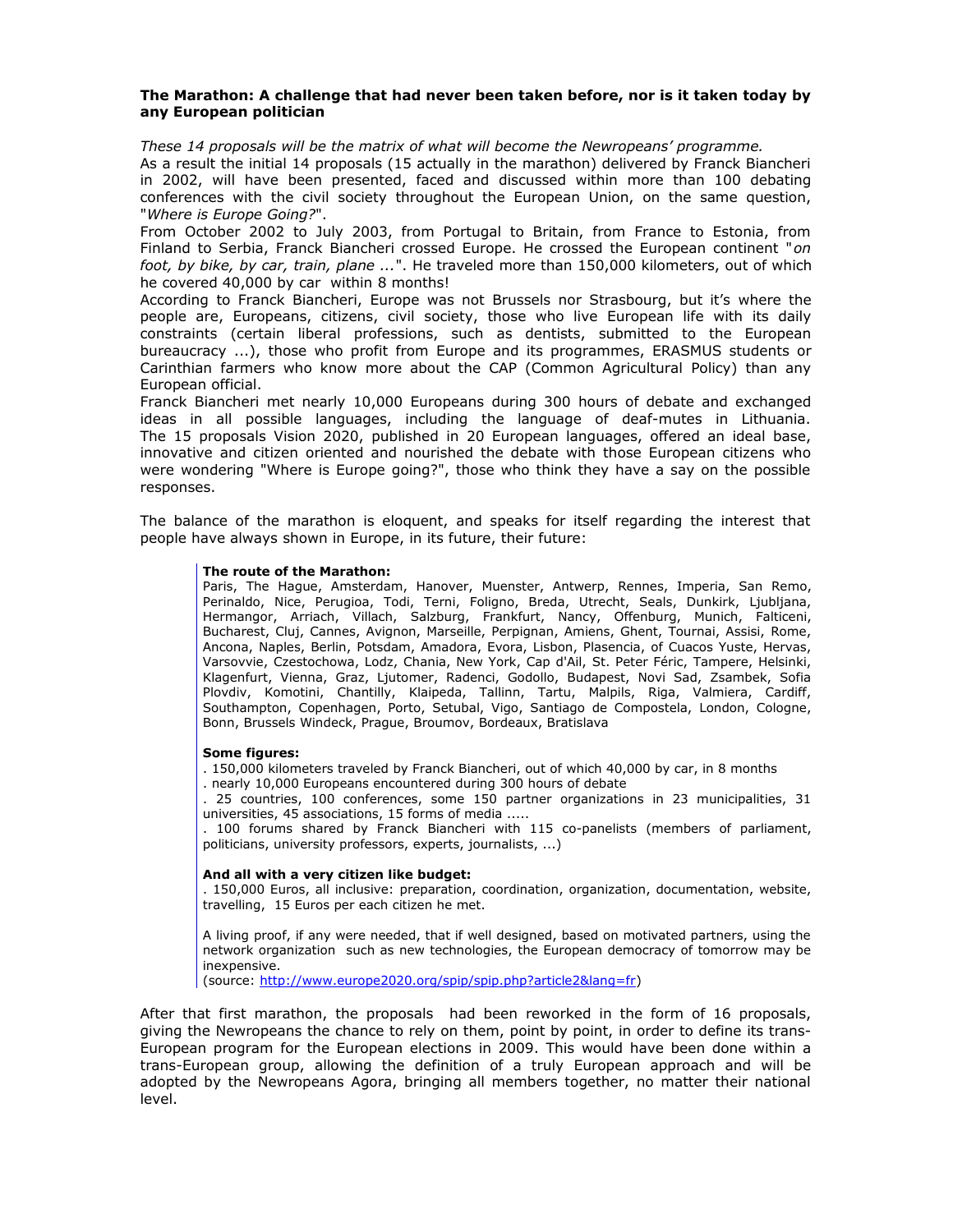**The Marathon: A challenge that had never been taken before, nor is it taken today by any European politician**

*These 14 proposals will be the matrix of what will become the Newropeans' programme.*

As a result the initial 14 proposals (15 actually in the marathon) delivered by Franck Biancheri in 2002, will have been presented, faced and discussed within more than 100 debating conferences with the civil society throughout the European Union, on the same question, "*Where is Europe Going?*".

From October 2002 to July 2003, from Portugal to Britain, from France to Estonia, from Finland to Serbia, Franck Biancheri crossed Europe. He crossed the European continent "*on foot, by bike, by car, train, plane ...*". He traveled more than 150,000 kilometers, out of which he covered 40,000 by car within 8 months!

According to Franck Biancheri, Europe was not Brussels nor Strasbourg, but it's where the people are, Europeans, citizens, civil society, those who live European life with its daily constraints (certain liberal professions, such as dentists, submitted to the European bureaucracy ...), those who profit from Europe and its programmes, ERASMUS students or Carinthian farmers who know more about the CAP (Common Agricultural Policy) than any European official.

Franck Biancheri met nearly 10,000 Europeans during 300 hours of debate and exchanged ideas in all possible languages, including the language of deaf-mutes in Lithuania. The 15 proposals Vision 2020, published in 20 European languages, offered an ideal base, innovative and citizen oriented and nourished the debate with those European citizens who were wondering "Where is Europe going?", those who think they have a say on the possible responses.

The balance of the marathon is eloquent, and speaks for itself regarding the interest that people have always shown in Europe, in its future, their future:

> **The route of the Marathon:**
> Paris, The Hague, Amsterdam, Hanover, Muenster, Antwerp, Rennes, Imperia, San Remo, Perinaldo, Nice, Perugioa, Todi, Terni, Foligno, Breda, Utrecht, Seals, Dunkirk, Ljubljana, Hermangor, Arriach, Villach, Salzburg, Frankfurt, Nancy, Offenburg, Munich, Falticeni, Bucharest, Cluj, Cannes, Avignon, Marseille, Perpignan, Amiens, Ghent, Tournai, Assisi, Rome, Ancona, Naples, Berlin, Potsdam, Amadora, Evora, Lisbon, Plasencia, of Cuacos Yuste, Hervas, Varsovvie, Czestochowa, Lodz, Chania, New York, Cap d'Ail, St. Peter Féric, Tampere, Helsinki, Klagenfurt, Vienna, Graz, Ljutomer, Radenci, Godollo, Budapest, Novi Sad, Zsambek, Sofia Plovdiv, Komotini, Chantilly, Klaipeda, Tallinn, Tartu, Malpils, Riga, Valmiera, Cardiff, Southampton, Copenhagen, Porto, Setubal, Vigo, Santiago de Compostela, London, Cologne, Bonn, Brussels Windeck, Prague, Broumov, Bordeaux, Bratislava
>
> **Some figures:**
> . 150,000 kilometers traveled by Franck Biancheri, out of which 40,000 by car, in 8 months
> . nearly 10,000 Europeans encountered during 300 hours of debate
> . 25 countries, 100 conferences, some 150 partner organizations in 23 municipalities, 31 universities, 45 associations, 15 forms of media .....
> . 100 forums shared by Franck Biancheri with 115 co-panelists (members of parliament, politicians, university professors, experts, journalists, ...)
>
> **And all with a very citizen like budget:**
> . 150,000 Euros, all inclusive: preparation, coordination, organization, documentation, website, travelling, 15 Euros per each citizen he met.
>
> A living proof, if any were needed, that if well designed, based on motivated partners, using the network organization such as new technologies, the European democracy of tomorrow may be inexpensive.
> (source: http://www.europe2020.org/spip/spip.php?article2&lang=fr)

After that first marathon, the proposals had been reworked in the form of 16 proposals, giving the Newropeans the chance to rely on them, point by point, in order to define its trans-European program for the European elections in 2009. This would have been done within a trans-European group, allowing the definition of a truly European approach and will be adopted by the Newropeans Agora, bringing all members together, no matter their national level.